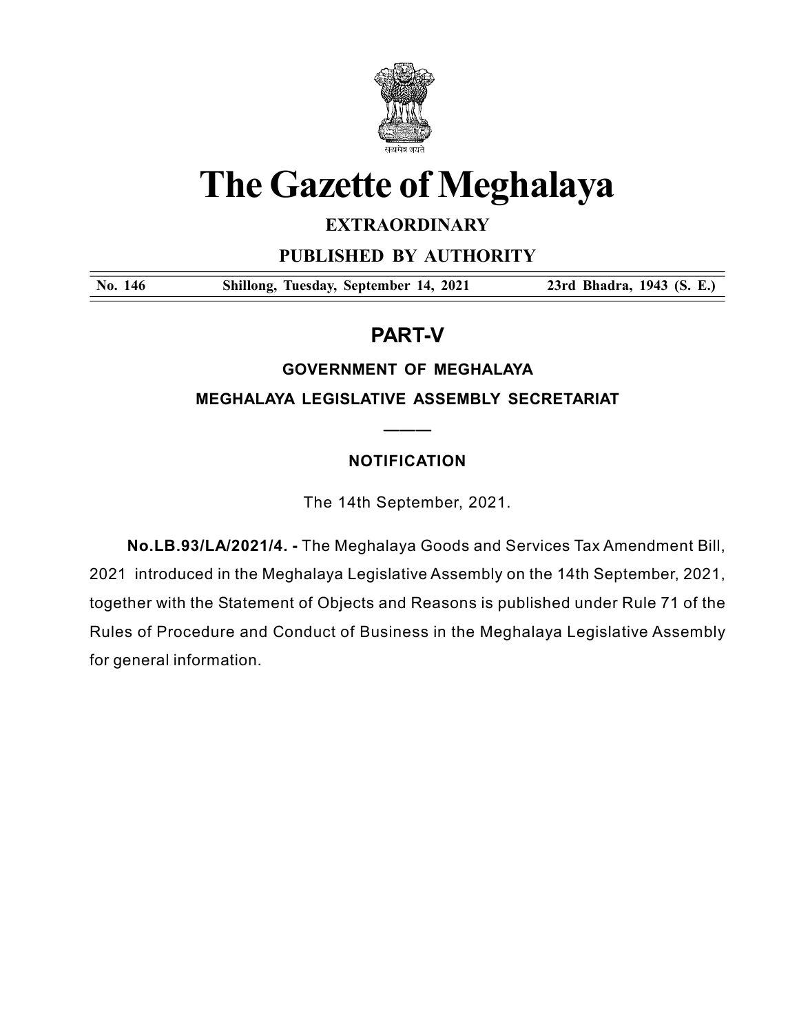# The Gazette of Meghalaya

**EXTRAORDINARY**

**PUBLISHED BY AUTHORITY**

| No. 146 | Shillong, Tuesday, September 14, 2021 | 23rd Bhadra, 1943 (S. E.) |
|---|---|---|

## PART-V

### GOVERNMENT OF MEGHALAYA

### MEGHALAYA LEGISLATIVE ASSEMBLY SECRETARIAT

———

#### NOTIFICATION

The 14th September, 2021.

**No.LB.93/LA/2021/4. -** The Meghalaya Goods and Services Tax Amendment Bill, 2021 introduced in the Meghalaya Legislative Assembly on the 14th September, 2021, together with the Statement of Objects and Reasons is published under Rule 71 of the Rules of Procedure and Conduct of Business in the Meghalaya Legislative Assembly for general information.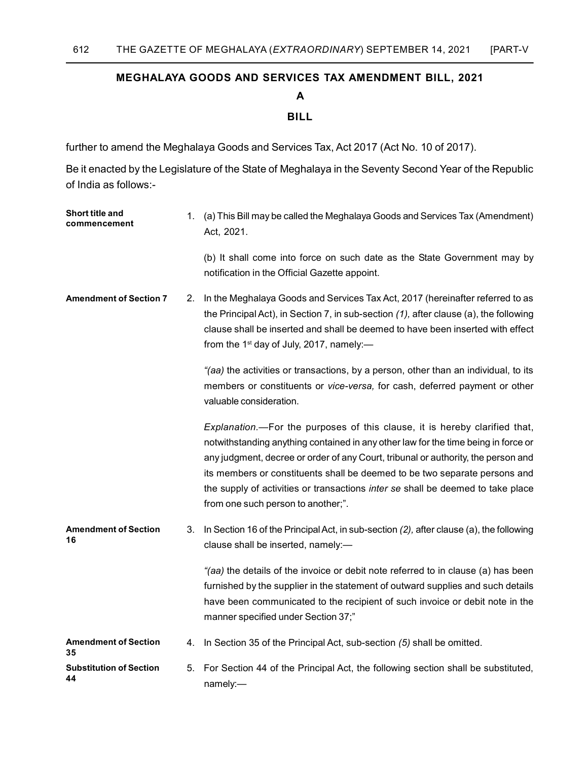## MEGHALAYA GOODS AND SERVICES TAX AMENDMENT BILL, 2021

### A

### BILL

further to amend the Meghalaya Goods and Services Tax, Act 2017 (Act No. 10 of 2017).

Be it enacted by the Legislature of the State of Meghalaya in the Seventy Second Year of the Republic of India as follows:-

**Short title and commencement**

1. (a) This Bill may be called the Meghalaya Goods and Services Tax (Amendment) Act, 2021.

   (b) It shall come into force on such date as the State Government may by notification in the Official Gazette appoint.

**Amendment of Section 7**

2. In the Meghalaya Goods and Services Tax Act, 2017 (hereinafter referred to as the Principal Act), in Section 7, in sub-section *(1),* after clause (a), the following clause shall be inserted and shall be deemed to have been inserted with effect from the 1st day of July, 2017, namely:—

   *"(aa)* the activities or transactions, by a person, other than an individual, to its members or constituents or *vice-versa,* for cash, deferred payment or other valuable consideration.

   *Explanation*.—For the purposes of this clause, it is hereby clarified that, notwithstanding anything contained in any other law for the time being in force or any judgment, decree or order of any Court, tribunal or authority, the person and its members or constituents shall be deemed to be two separate persons and the supply of activities or transactions *inter se* shall be deemed to take place from one such person to another;".

**Amendment of Section 16**

3. In Section 16 of the Principal Act, in sub-section *(2),* after clause (a), the following clause shall be inserted, namely:—

   *"(aa)* the details of the invoice or debit note referred to in clause (a) has been furnished by the supplier in the statement of outward supplies and such details have been communicated to the recipient of such invoice or debit note in the manner specified under Section 37;"

**Amendment of Section 35**

4. In Section 35 of the Principal Act, sub-section *(5)* shall be omitted.

**Substitution of Section 44**

5. For Section 44 of the Principal Act, the following section shall be substituted, namely:—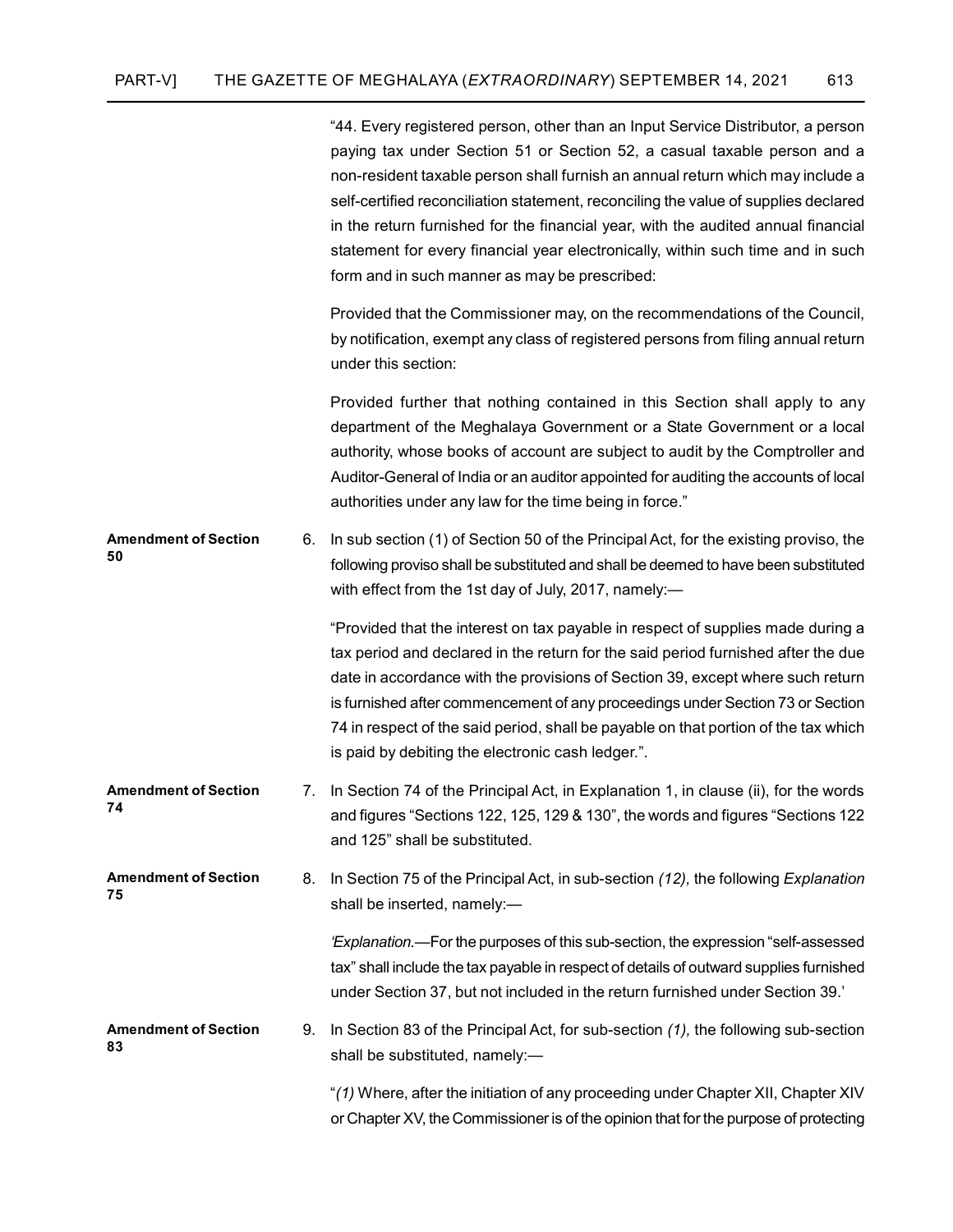"44. Every registered person, other than an Input Service Distributor, a person paying tax under Section 51 or Section 52, a casual taxable person and a non-resident taxable person shall furnish an annual return which may include a self-certified reconciliation statement, reconciling the value of supplies declared in the return furnished for the financial year, with the audited annual financial statement for every financial year electronically, within such time and in such form and in such manner as may be prescribed:

Provided that the Commissioner may, on the recommendations of the Council, by notification, exempt any class of registered persons from filing annual return under this section:

Provided further that nothing contained in this Section shall apply to any department of the Meghalaya Government or a State Government or a local authority, whose books of account are subject to audit by the Comptroller and Auditor-General of India or an auditor appointed for auditing the accounts of local authorities under any law for the time being in force."

**Amendment of Section 50**

6. In sub section (1) of Section 50 of the Principal Act, for the existing proviso, the following proviso shall be substituted and shall be deemed to have been substituted with effect from the 1st day of July, 2017, namely:—

"Provided that the interest on tax payable in respect of supplies made during a tax period and declared in the return for the said period furnished after the due date in accordance with the provisions of Section 39, except where such return is furnished after commencement of any proceedings under Section 73 or Section 74 in respect of the said period, shall be payable on that portion of the tax which is paid by debiting the electronic cash ledger.".

**Amendment of Section 74**

7. In Section 74 of the Principal Act, in Explanation 1, in clause (ii), for the words and figures "Sections 122, 125, 129 & 130", the words and figures "Sections 122 and 125" shall be substituted.

**Amendment of Section 75**

8. In Section 75 of the Principal Act, in sub-section *(12),* the following *Explanation* shall be inserted, namely:—

*'Explanation.*—For the purposes of this sub-section, the expression "self-assessed tax" shall include the tax payable in respect of details of outward supplies furnished under Section 37, but not included in the return furnished under Section 39.'

**Amendment of Section 83**

9. In Section 83 of the Principal Act, for sub-section *(1),* the following sub-section shall be substituted, namely:—

"*(1)* Where, after the initiation of any proceeding under Chapter XII, Chapter XIV or Chapter XV, the Commissioner is of the opinion that for the purpose of protecting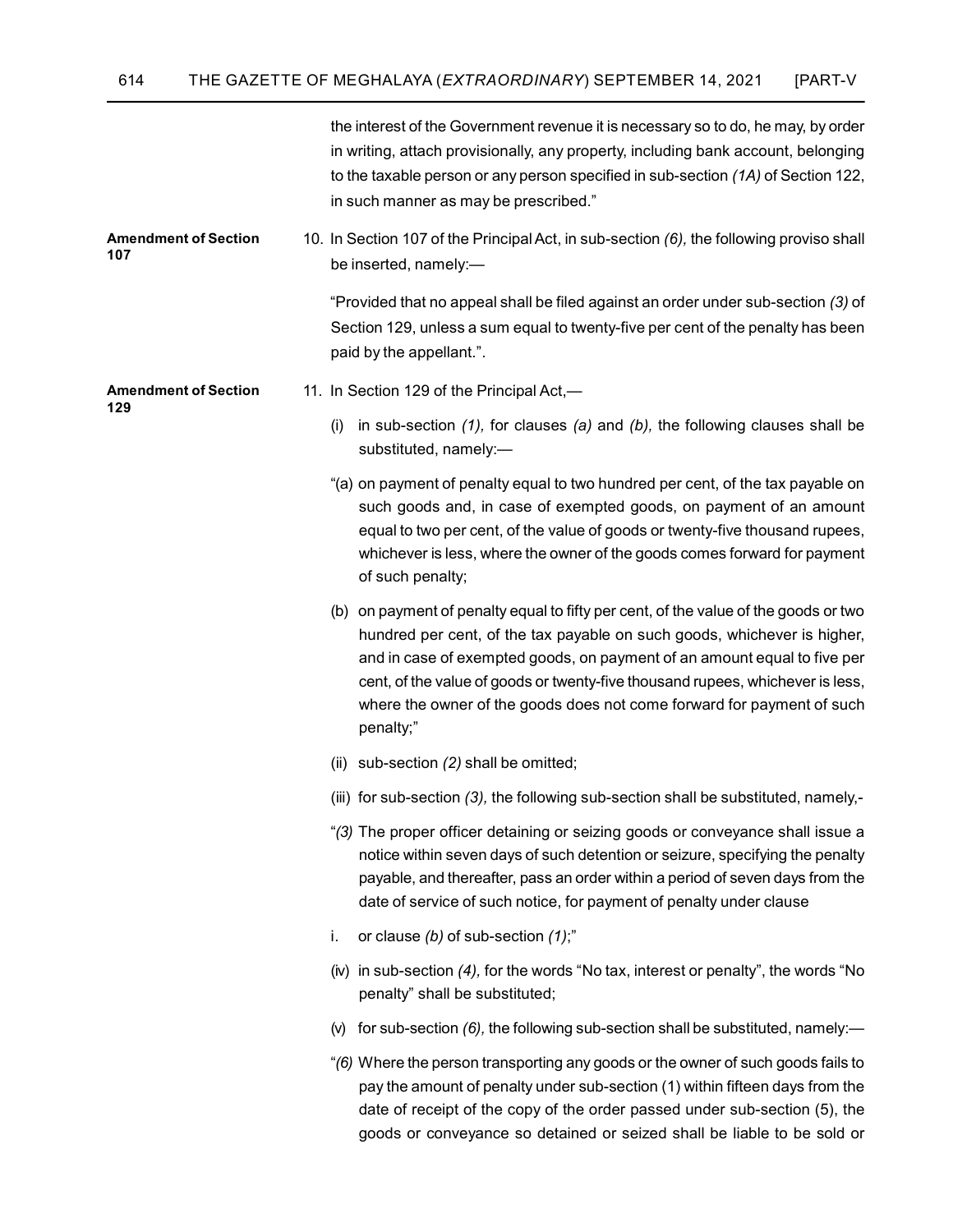the interest of the Government revenue it is necessary so to do, he may, by order in writing, attach provisionally, any property, including bank account, belonging to the taxable person or any person specified in sub-section *(1A)* of Section 122, in such manner as may be prescribed."

**Amendment of Section 107**

10. In Section 107 of the Principal Act, in sub-section *(6),* the following proviso shall be inserted, namely:—

"Provided that no appeal shall be filed against an order under sub-section *(3)* of Section 129, unless a sum equal to twenty-five per cent of the penalty has been paid by the appellant.".

**Amendment of Section 129**

11. In Section 129 of the Principal Act,—

(i) in sub-section *(1),* for clauses *(a)* and *(b),* the following clauses shall be substituted, namely:—

"(a) on payment of penalty equal to two hundred per cent, of the tax payable on such goods and, in case of exempted goods, on payment of an amount equal to two per cent, of the value of goods or twenty-five thousand rupees, whichever is less, where the owner of the goods comes forward for payment of such penalty;

(b) on payment of penalty equal to fifty per cent, of the value of the goods or two hundred per cent, of the tax payable on such goods, whichever is higher, and in case of exempted goods, on payment of an amount equal to five per cent, of the value of goods or twenty-five thousand rupees, whichever is less, where the owner of the goods does not come forward for payment of such penalty;"

(ii) sub-section *(2)* shall be omitted;

(iii) for sub-section *(3),* the following sub-section shall be substituted, namely,-

"*(3)* The proper officer detaining or seizing goods or conveyance shall issue a notice within seven days of such detention or seizure, specifying the penalty payable, and thereafter, pass an order within a period of seven days from the date of service of such notice, for payment of penalty under clause

i. or clause *(b)* of sub-section *(1)*;"

(iv) in sub-section *(4),* for the words "No tax, interest or penalty", the words "No penalty" shall be substituted;

(v) for sub-section *(6),* the following sub-section shall be substituted, namely:—

"*(6)* Where the person transporting any goods or the owner of such goods fails to pay the amount of penalty under sub-section (1) within fifteen days from the date of receipt of the copy of the order passed under sub-section (5), the goods or conveyance so detained or seized shall be liable to be sold or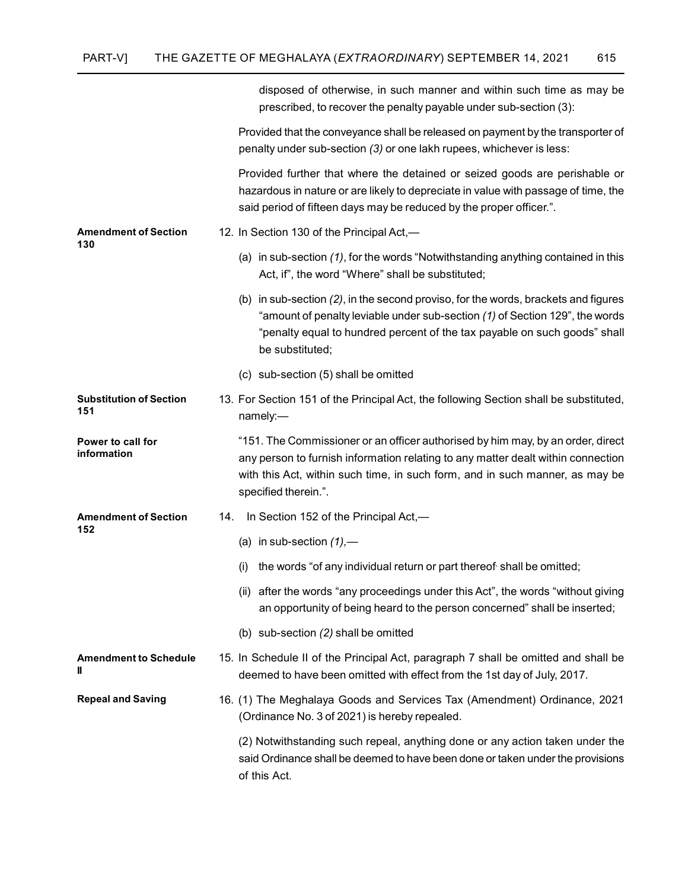disposed of otherwise, in such manner and within such time as may be prescribed, to recover the penalty payable under sub-section (3):

Provided that the conveyance shall be released on payment by the transporter of penalty under sub-section *(3)* or one lakh rupees, whichever is less:

Provided further that where the detained or seized goods are perishable or hazardous in nature or are likely to depreciate in value with passage of time, the said period of fifteen days may be reduced by the proper officer.".

**Amendment of Section 130**

12. In Section 130 of the Principal Act,—

(a) in sub-section *(1)*, for the words "Notwithstanding anything contained in this Act, if", the word "Where" shall be substituted;

(b) in sub-section *(2)*, in the second proviso, for the words, brackets and figures "amount of penalty leviable under sub-section *(1)* of Section 129", the words "penalty equal to hundred percent of the tax payable on such goods" shall be substituted;

(c) sub-section (5) shall be omitted

**Substitution of Section 151**

13. For Section 151 of the Principal Act, the following Section shall be substituted, namely:—

**Power to call for information**

"151. The Commissioner or an officer authorised by him may, by an order, direct any person to furnish information relating to any matter dealt within connection with this Act, within such time, in such form, and in such manner, as may be specified therein.".

**Amendment of Section 152**

14. In Section 152 of the Principal Act,—

(a) in sub-section *(1),*—

(i) the words "of any individual return or part thereof' shall be omitted;

(ii) after the words "any proceedings under this Act", the words "without giving an opportunity of being heard to the person concerned" shall be inserted;

(b) sub-section *(2)* shall be omitted

**Amendment to Schedule II**

15. In Schedule II of the Principal Act, paragraph 7 shall be omitted and shall be deemed to have been omitted with effect from the 1st day of July, 2017.

**Repeal and Saving**

16. (1) The Meghalaya Goods and Services Tax (Amendment) Ordinance, 2021 (Ordinance No. 3 of 2021) is hereby repealed.

(2) Notwithstanding such repeal, anything done or any action taken under the said Ordinance shall be deemed to have been done or taken under the provisions of this Act.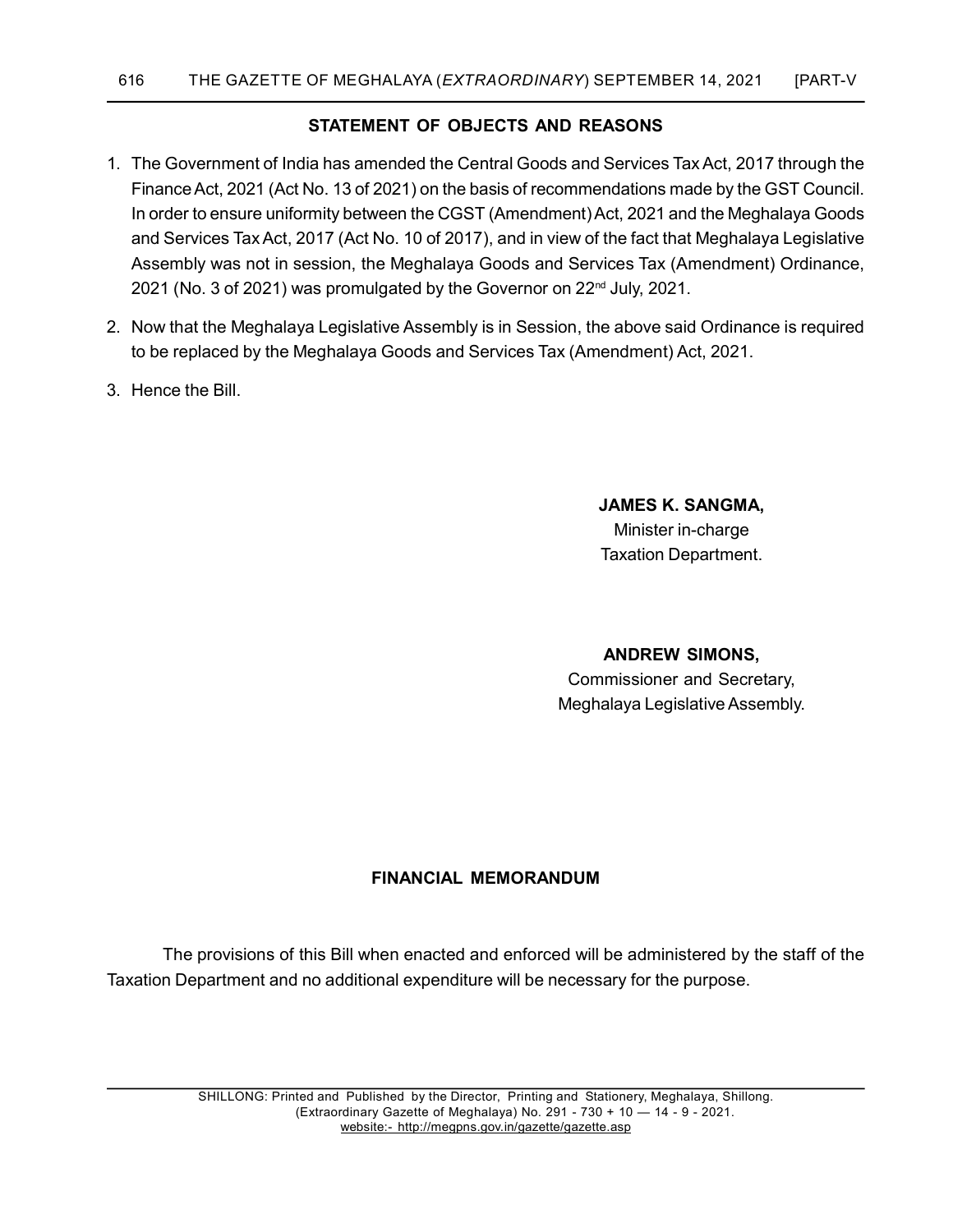## STATEMENT OF OBJECTS AND REASONS

1. The Government of India has amended the Central Goods and Services Tax Act, 2017 through the Finance Act, 2021 (Act No. 13 of 2021) on the basis of recommendations made by the GST Council. In order to ensure uniformity between the CGST (Amendment) Act, 2021 and the Meghalaya Goods and Services Tax Act, 2017 (Act No. 10 of 2017), and in view of the fact that Meghalaya Legislative Assembly was not in session, the Meghalaya Goods and Services Tax (Amendment) Ordinance, 2021 (No. 3 of 2021) was promulgated by the Governor on 22nd July, 2021.
2. Now that the Meghalaya Legislative Assembly is in Session, the above said Ordinance is required to be replaced by the Meghalaya Goods and Services Tax (Amendment) Act, 2021.
3. Hence the Bill.

**JAMES K. SANGMA,**
Minister in-charge
Taxation Department.

**ANDREW SIMONS,**
Commissioner and Secretary,
Meghalaya Legislative Assembly.

## FINANCIAL MEMORANDUM

The provisions of this Bill when enacted and enforced will be administered by the staff of the Taxation Department and no additional expenditure will be necessary for the purpose.

SHILLONG: Printed and Published by the Director, Printing and Stationery, Meghalaya, Shillong.
(Extraordinary Gazette of Meghalaya) No. 291 - 730 + 10 — 14 - 9 - 2021.
website:- http://megpns.gov.in/gazette/gazette.asp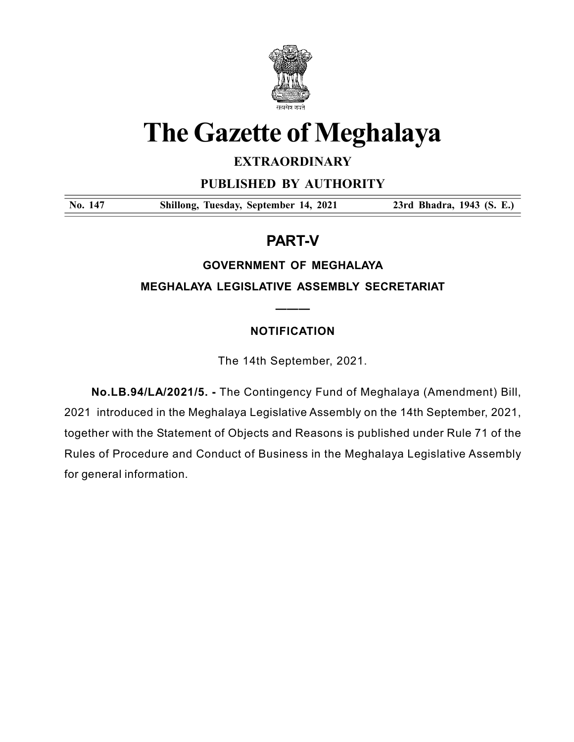# The Gazette of Meghalaya

**EXTRAORDINARY**

**PUBLISHED BY AUTHORITY**

| No. 147 | Shillong, Tuesday, September 14, 2021 | 23rd Bhadra, 1943 (S. E.) |
|---|---|---|

## PART-V

**GOVERNMENT OF MEGHALAYA**

**MEGHALAYA LEGISLATIVE ASSEMBLY SECRETARIAT**

———

**NOTIFICATION**

The 14th September, 2021.

**No.LB.94/LA/2021/5. -** The Contingency Fund of Meghalaya (Amendment) Bill, 2021 introduced in the Meghalaya Legislative Assembly on the 14th September, 2021, together with the Statement of Objects and Reasons is published under Rule 71 of the Rules of Procedure and Conduct of Business in the Meghalaya Legislative Assembly for general information.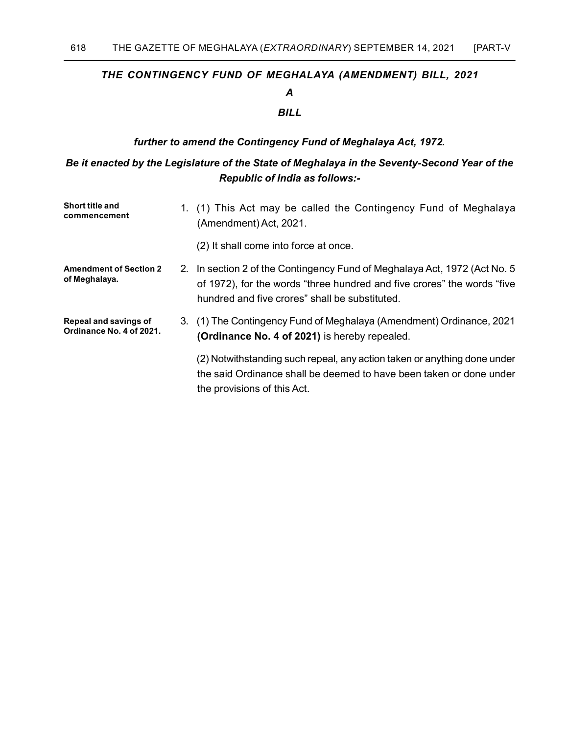## *THE CONTINGENCY FUND OF MEGHALAYA (AMENDMENT) BILL, 2021*

***A***

***BILL***

***further to amend the Contingency Fund of Meghalaya Act, 1972.***

***Be it enacted by the Legislature of the State of Meghalaya in the Seventy-Second Year of the Republic of India as follows:-***

**Short title and commencement**

1. (1) This Act may be called the Contingency Fund of Meghalaya (Amendment) Act, 2021.

   (2) It shall come into force at once.

**Amendment of Section 2 of Meghalaya.**

2. In section 2 of the Contingency Fund of Meghalaya Act, 1972 (Act No. 5 of 1972), for the words "three hundred and five crores" the words "five hundred and five crores" shall be substituted.

**Repeal and savings of Ordinance No. 4 of 2021.**

3. (1) The Contingency Fund of Meghalaya (Amendment) Ordinance, 2021 **(Ordinance No. 4 of 2021)** is hereby repealed.

   (2) Notwithstanding such repeal, any action taken or anything done under the said Ordinance shall be deemed to have been taken or done under the provisions of this Act.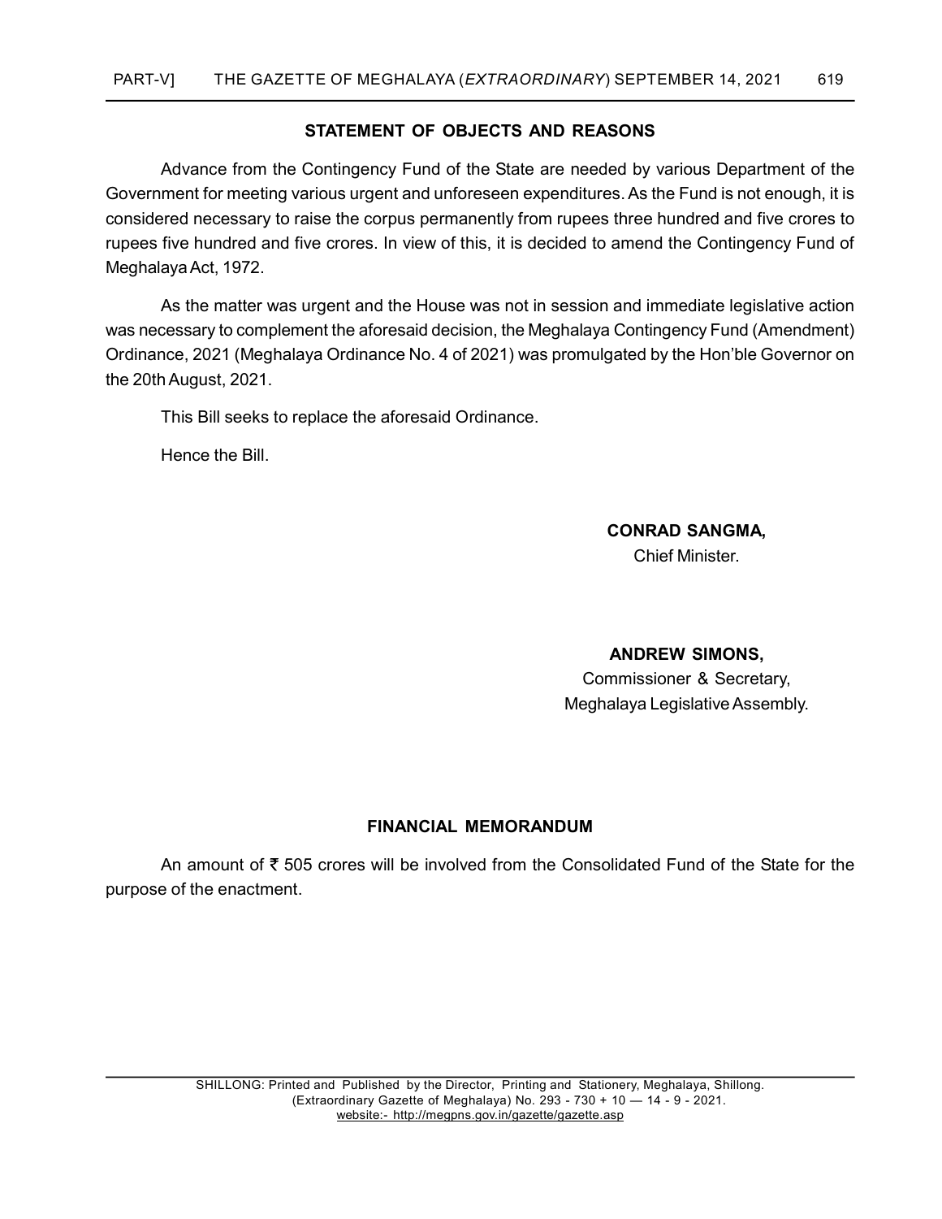## STATEMENT OF OBJECTS AND REASONS

Advance from the Contingency Fund of the State are needed by various Department of the Government for meeting various urgent and unforeseen expenditures. As the Fund is not enough, it is considered necessary to raise the corpus permanently from rupees three hundred and five crores to rupees five hundred and five crores. In view of this, it is decided to amend the Contingency Fund of Meghalaya Act, 1972.

As the matter was urgent and the House was not in session and immediate legislative action was necessary to complement the aforesaid decision, the Meghalaya Contingency Fund (Amendment) Ordinance, 2021 (Meghalaya Ordinance No. 4 of 2021) was promulgated by the Hon'ble Governor on the 20th August, 2021.

This Bill seeks to replace the aforesaid Ordinance.

Hence the Bill.

**CONRAD SANGMA,**
Chief Minister.

**ANDREW SIMONS,**
Commissioner & Secretary,
Meghalaya Legislative Assembly.

## FINANCIAL MEMORANDUM

An amount of ₹ 505 crores will be involved from the Consolidated Fund of the State for the purpose of the enactment.

SHILLONG: Printed and Published by the Director, Printing and Stationery, Meghalaya, Shillong.
(Extraordinary Gazette of Meghalaya) No. 293 - 730 + 10 — 14 - 9 - 2021.
website:- http://megpns.gov.in/gazette/gazette.asp